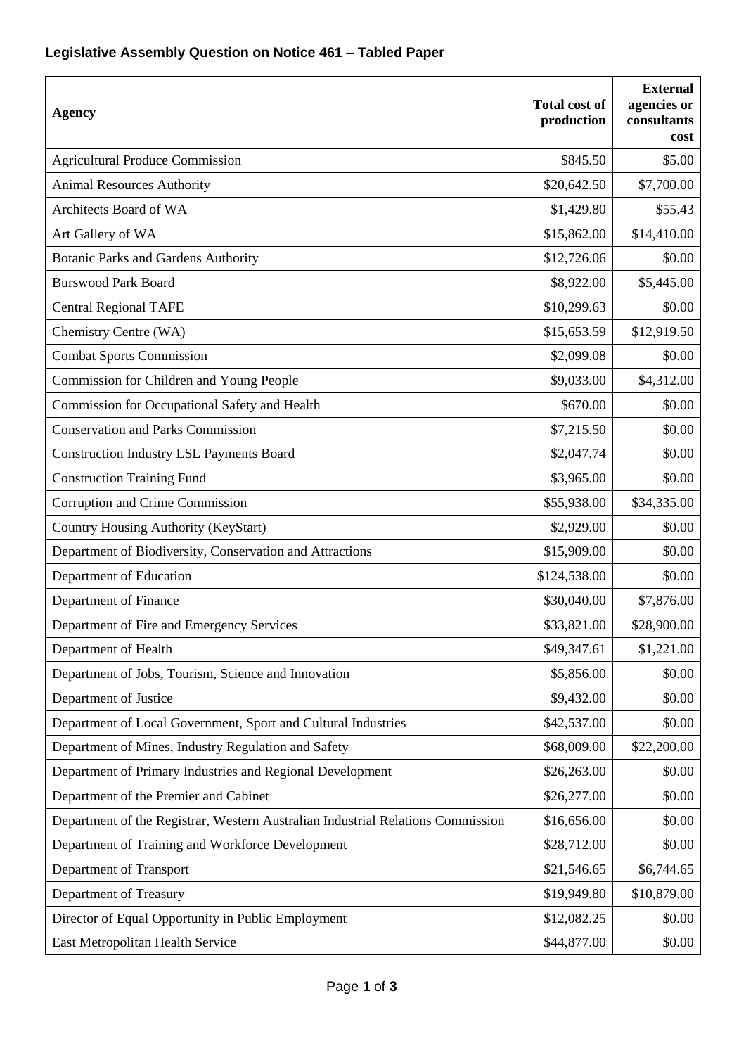**Legislative Assembly Question on Notice 461 – Tabled Paper**

| Agency | Total cost of production | External agencies or consultants cost |
|---|---|---|
| Agricultural Produce Commission | $845.50 | $5.00 |
| Animal Resources Authority | $20,642.50 | $7,700.00 |
| Architects Board of WA | $1,429.80 | $55.43 |
| Art Gallery of WA | $15,862.00 | $14,410.00 |
| Botanic Parks and Gardens Authority | $12,726.06 | $0.00 |
| Burswood Park Board | $8,922.00 | $5,445.00 |
| Central Regional TAFE | $10,299.63 | $0.00 |
| Chemistry Centre (WA) | $15,653.59 | $12,919.50 |
| Combat Sports Commission | $2,099.08 | $0.00 |
| Commission for Children and Young People | $9,033.00 | $4,312.00 |
| Commission for Occupational Safety and Health | $670.00 | $0.00 |
| Conservation and Parks Commission | $7,215.50 | $0.00 |
| Construction Industry LSL Payments Board | $2,047.74 | $0.00 |
| Construction Training Fund | $3,965.00 | $0.00 |
| Corruption and Crime Commission | $55,938.00 | $34,335.00 |
| Country Housing Authority (KeyStart) | $2,929.00 | $0.00 |
| Department of Biodiversity, Conservation and Attractions | $15,909.00 | $0.00 |
| Department of Education | $124,538.00 | $0.00 |
| Department of Finance | $30,040.00 | $7,876.00 |
| Department of Fire and Emergency Services | $33,821.00 | $28,900.00 |
| Department of Health | $49,347.61 | $1,221.00 |
| Department of Jobs, Tourism, Science and Innovation | $5,856.00 | $0.00 |
| Department of Justice | $9,432.00 | $0.00 |
| Department of Local Government, Sport and Cultural Industries | $42,537.00 | $0.00 |
| Department of Mines, Industry Regulation and Safety | $68,009.00 | $22,200.00 |
| Department of Primary Industries and Regional Development | $26,263.00 | $0.00 |
| Department of the Premier and Cabinet | $26,277.00 | $0.00 |
| Department of the Registrar, Western Australian Industrial Relations Commission | $16,656.00 | $0.00 |
| Department of Training and Workforce Development | $28,712.00 | $0.00 |
| Department of Transport | $21,546.65 | $6,744.65 |
| Department of Treasury | $19,949.80 | $10,879.00 |
| Director of Equal Opportunity in Public Employment | $12,082.25 | $0.00 |
| East Metropolitan Health Service | $44,877.00 | $0.00 |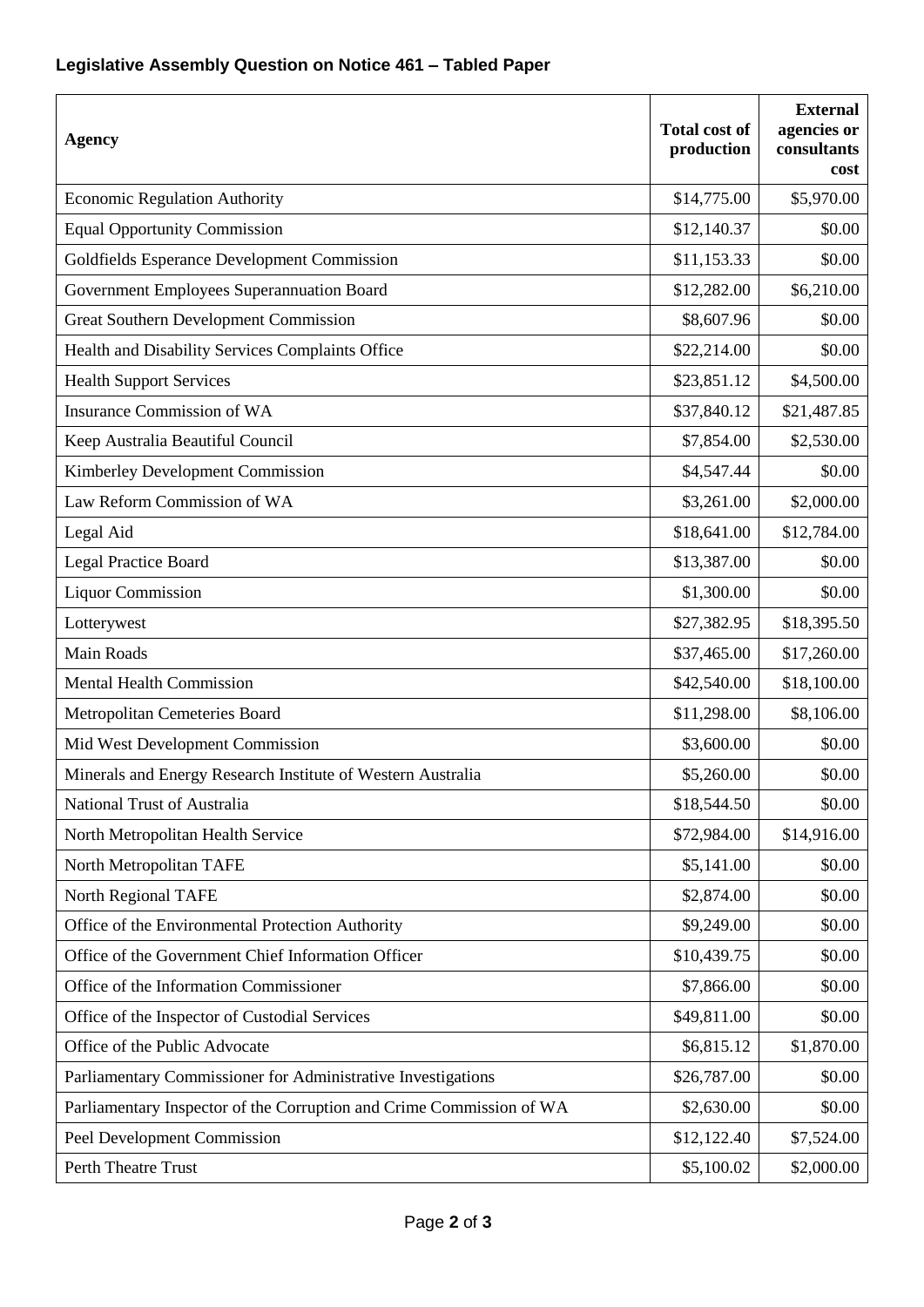**Legislative Assembly Question on Notice 461 – Tabled Paper**

| Agency | Total cost of production | External agencies or consultants cost |
|---|---|---|
| Economic Regulation Authority | $14,775.00 | $5,970.00 |
| Equal Opportunity Commission | $12,140.37 | $0.00 |
| Goldfields Esperance Development Commission | $11,153.33 | $0.00 |
| Government Employees Superannuation Board | $12,282.00 | $6,210.00 |
| Great Southern Development Commission | $8,607.96 | $0.00 |
| Health and Disability Services Complaints Office | $22,214.00 | $0.00 |
| Health Support Services | $23,851.12 | $4,500.00 |
| Insurance Commission of WA | $37,840.12 | $21,487.85 |
| Keep Australia Beautiful Council | $7,854.00 | $2,530.00 |
| Kimberley Development Commission | $4,547.44 | $0.00 |
| Law Reform Commission of WA | $3,261.00 | $2,000.00 |
| Legal Aid | $18,641.00 | $12,784.00 |
| Legal Practice Board | $13,387.00 | $0.00 |
| Liquor Commission | $1,300.00 | $0.00 |
| Lotterywest | $27,382.95 | $18,395.50 |
| Main Roads | $37,465.00 | $17,260.00 |
| Mental Health Commission | $42,540.00 | $18,100.00 |
| Metropolitan Cemeteries Board | $11,298.00 | $8,106.00 |
| Mid West Development Commission | $3,600.00 | $0.00 |
| Minerals and Energy Research Institute of Western Australia | $5,260.00 | $0.00 |
| National Trust of Australia | $18,544.50 | $0.00 |
| North Metropolitan Health Service | $72,984.00 | $14,916.00 |
| North Metropolitan TAFE | $5,141.00 | $0.00 |
| North Regional TAFE | $2,874.00 | $0.00 |
| Office of the Environmental Protection Authority | $9,249.00 | $0.00 |
| Office of the Government Chief Information Officer | $10,439.75 | $0.00 |
| Office of the Information Commissioner | $7,866.00 | $0.00 |
| Office of the Inspector of Custodial Services | $49,811.00 | $0.00 |
| Office of the Public Advocate | $6,815.12 | $1,870.00 |
| Parliamentary Commissioner for Administrative Investigations | $26,787.00 | $0.00 |
| Parliamentary Inspector of the Corruption and Crime Commission of WA | $2,630.00 | $0.00 |
| Peel Development Commission | $12,122.40 | $7,524.00 |
| Perth Theatre Trust | $5,100.02 | $2,000.00 |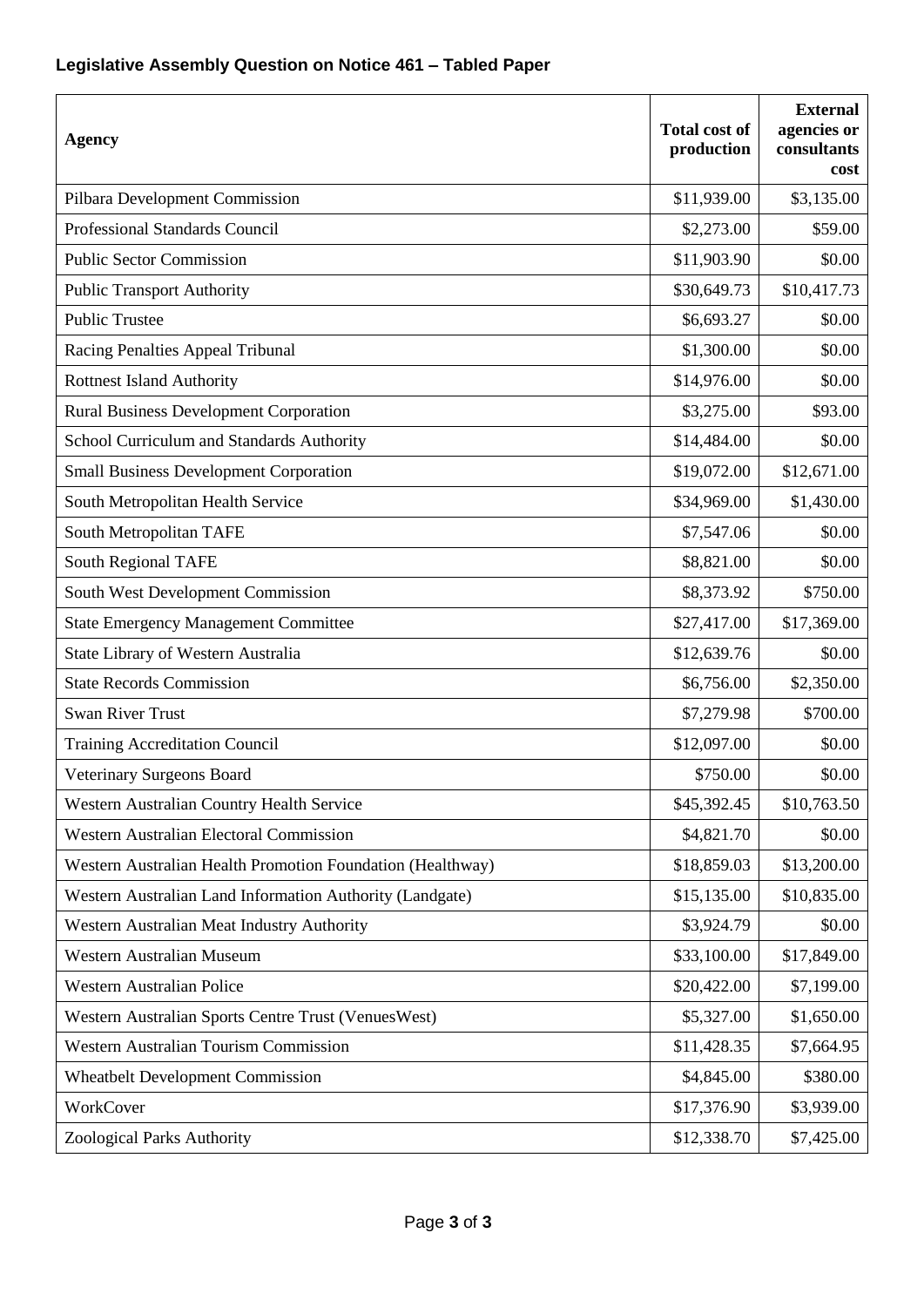**Legislative Assembly Question on Notice 461 – Tabled Paper**

| Agency | Total cost of production | External agencies or consultants cost |
|---|---|---|
| Pilbara Development Commission | $11,939.00 | $3,135.00 |
| Professional Standards Council | $2,273.00 | $59.00 |
| Public Sector Commission | $11,903.90 | $0.00 |
| Public Transport Authority | $30,649.73 | $10,417.73 |
| Public Trustee | $6,693.27 | $0.00 |
| Racing Penalties Appeal Tribunal | $1,300.00 | $0.00 |
| Rottnest Island Authority | $14,976.00 | $0.00 |
| Rural Business Development Corporation | $3,275.00 | $93.00 |
| School Curriculum and Standards Authority | $14,484.00 | $0.00 |
| Small Business Development Corporation | $19,072.00 | $12,671.00 |
| South Metropolitan Health Service | $34,969.00 | $1,430.00 |
| South Metropolitan TAFE | $7,547.06 | $0.00 |
| South Regional TAFE | $8,821.00 | $0.00 |
| South West Development Commission | $8,373.92 | $750.00 |
| State Emergency Management Committee | $27,417.00 | $17,369.00 |
| State Library of Western Australia | $12,639.76 | $0.00 |
| State Records Commission | $6,756.00 | $2,350.00 |
| Swan River Trust | $7,279.98 | $700.00 |
| Training Accreditation Council | $12,097.00 | $0.00 |
| Veterinary Surgeons Board | $750.00 | $0.00 |
| Western Australian Country Health Service | $45,392.45 | $10,763.50 |
| Western Australian Electoral Commission | $4,821.70 | $0.00 |
| Western Australian Health Promotion Foundation (Healthway) | $18,859.03 | $13,200.00 |
| Western Australian Land Information Authority (Landgate) | $15,135.00 | $10,835.00 |
| Western Australian Meat Industry Authority | $3,924.79 | $0.00 |
| Western Australian Museum | $33,100.00 | $17,849.00 |
| Western Australian Police | $20,422.00 | $7,199.00 |
| Western Australian Sports Centre Trust (VenuesWest) | $5,327.00 | $1,650.00 |
| Western Australian Tourism Commission | $11,428.35 | $7,664.95 |
| Wheatbelt Development Commission | $4,845.00 | $380.00 |
| WorkCover | $17,376.90 | $3,939.00 |
| Zoological Parks Authority | $12,338.70 | $7,425.00 |